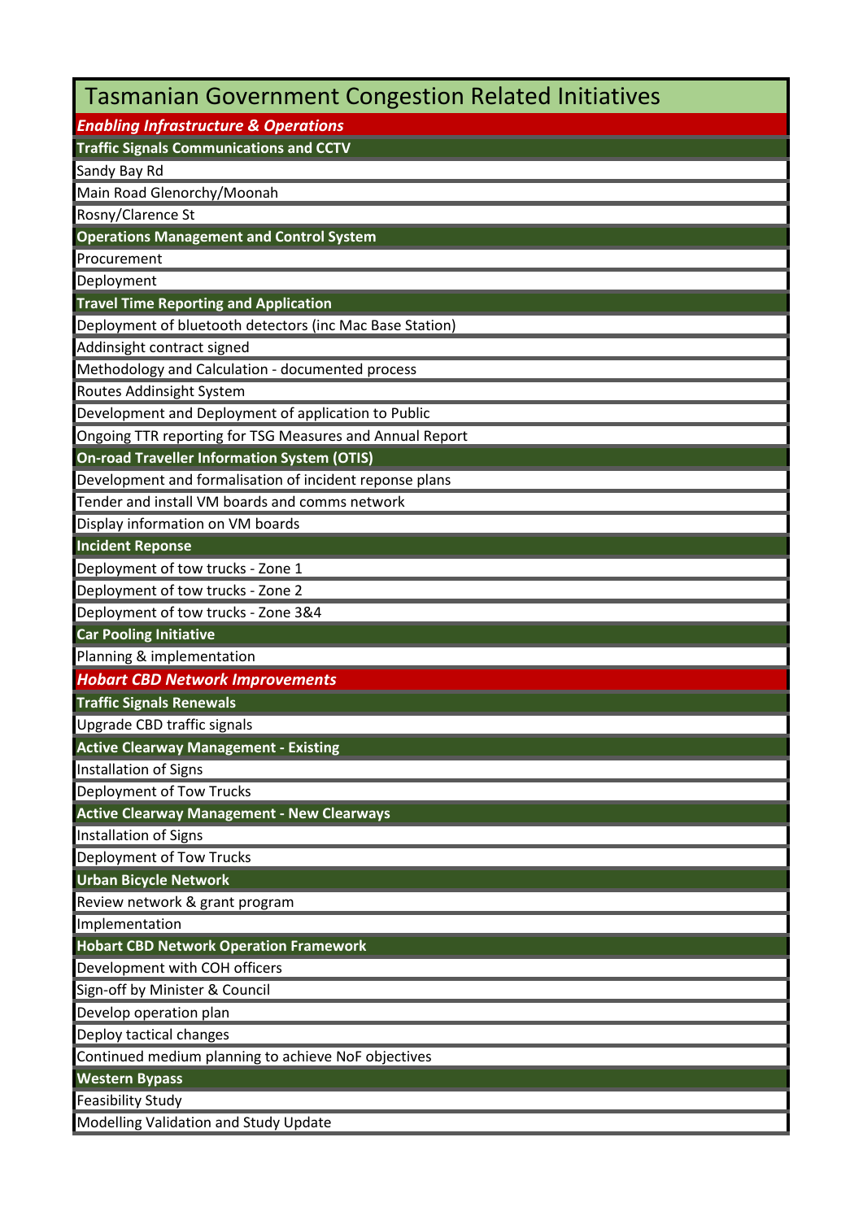# Tasmanian Government Congestion Related Initiatives

## *Enabling Infrastructure & Operations*

### Traffic Signals Communications and CCTV

- Sandy Bay Rd
- Main Road Glenorchy/Moonah
- Rosny/Clarence St

### Operations Management and Control System

- Procurement
- Deployment

### Travel Time Reporting and Application

- Deployment of bluetooth detectors (inc Mac Base Station)
- Addinsight contract signed
- Methodology and Calculation - documented process
- Routes Addinsight System
- Development and Deployment of application to Public
- Ongoing TTR reporting for TSG Measures and Annual Report

### On-road Traveller Information System (OTIS)

- Development and formalisation of incident reponse plans
- Tender and install VM boards and comms network
- Display information on VM boards

### Incident Reponse

- Deployment of tow trucks - Zone 1
- Deployment of tow trucks - Zone 2
- Deployment of tow trucks - Zone 3&4

### Car Pooling Initiative

- Planning & implementation

## *Hobart CBD Network Improvements*

### Traffic Signals Renewals

- Upgrade CBD traffic signals

### Active Clearway Management - Existing

- Installation of Signs
- Deployment of Tow Trucks

### Active Clearway Management - New Clearways

- Installation of Signs
- Deployment of Tow Trucks

### Urban Bicycle Network

- Review network & grant program
- Implementation

### Hobart CBD Network Operation Framework

- Development with COH officers
- Sign-off by Minister & Council
- Develop operation plan
- Deploy tactical changes
- Continued medium planning to achieve NoF objectives

### Western Bypass

- Feasibility Study
- Modelling Validation and Study Update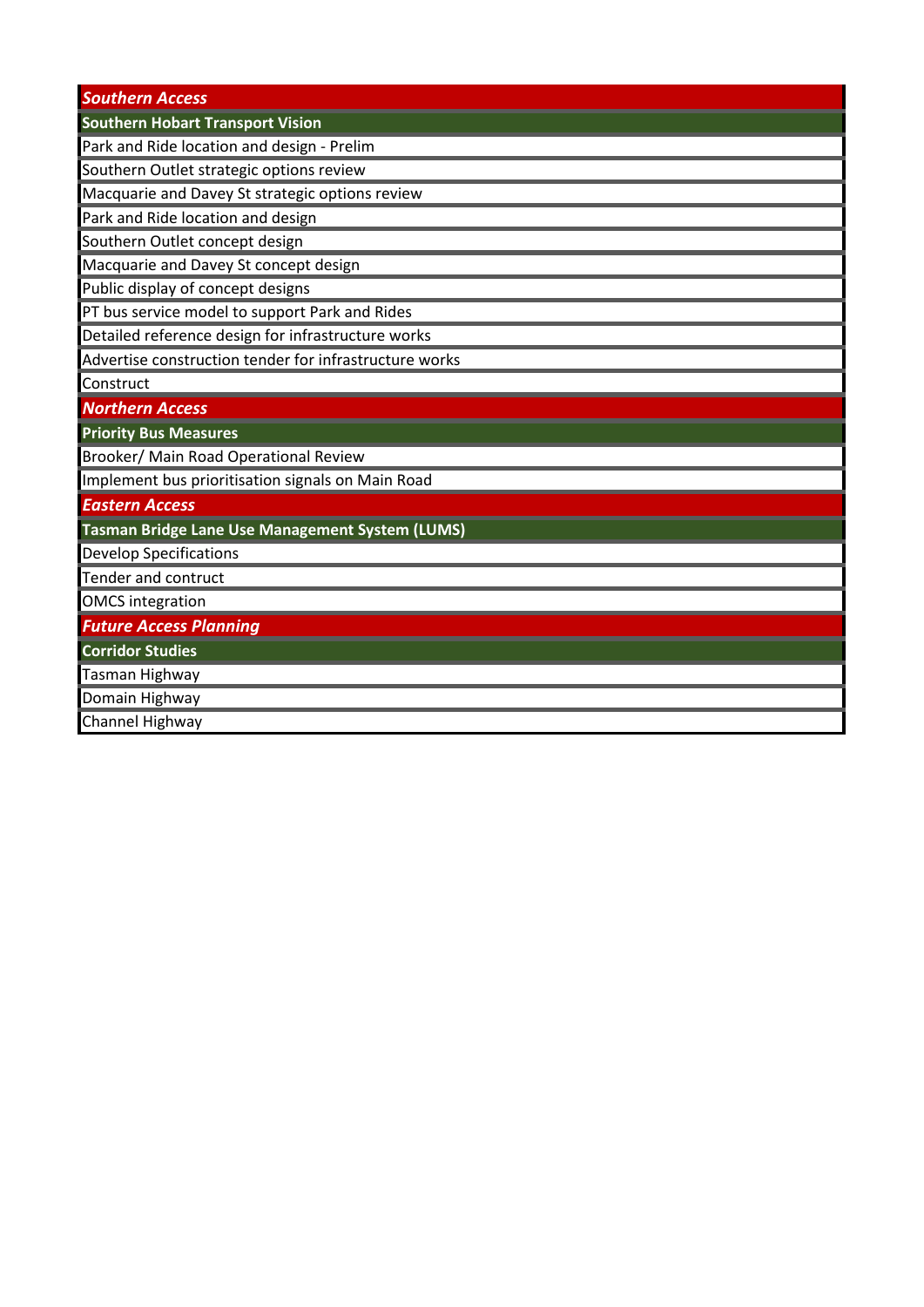| |
|---|
| ***Southern Access*** |
| **Southern Hobart Transport Vision** |
| Park and Ride location and design - Prelim |
| Southern Outlet strategic options review |
| Macquarie and Davey St strategic options review |
| Park and Ride location and design |
| Southern Outlet concept design |
| Macquarie and Davey St concept design |
| Public display of concept designs |
| PT bus service model to support Park and Rides |
| Detailed reference design for infrastructure works |
| Advertise construction tender for infrastructure works |
| Construct |
| ***Northern Access*** |
| **Priority Bus Measures** |
| Brooker/ Main Road Operational Review |
| Implement bus prioritisation signals on Main Road |
| ***Eastern Access*** |
| **Tasman Bridge Lane Use Management System (LUMS)** |
| Develop Specifications |
| Tender and contruct |
| OMCS integration |
| ***Future Access Planning*** |
| **Corridor Studies** |
| Tasman Highway |
| Domain Highway |
| Channel Highway |